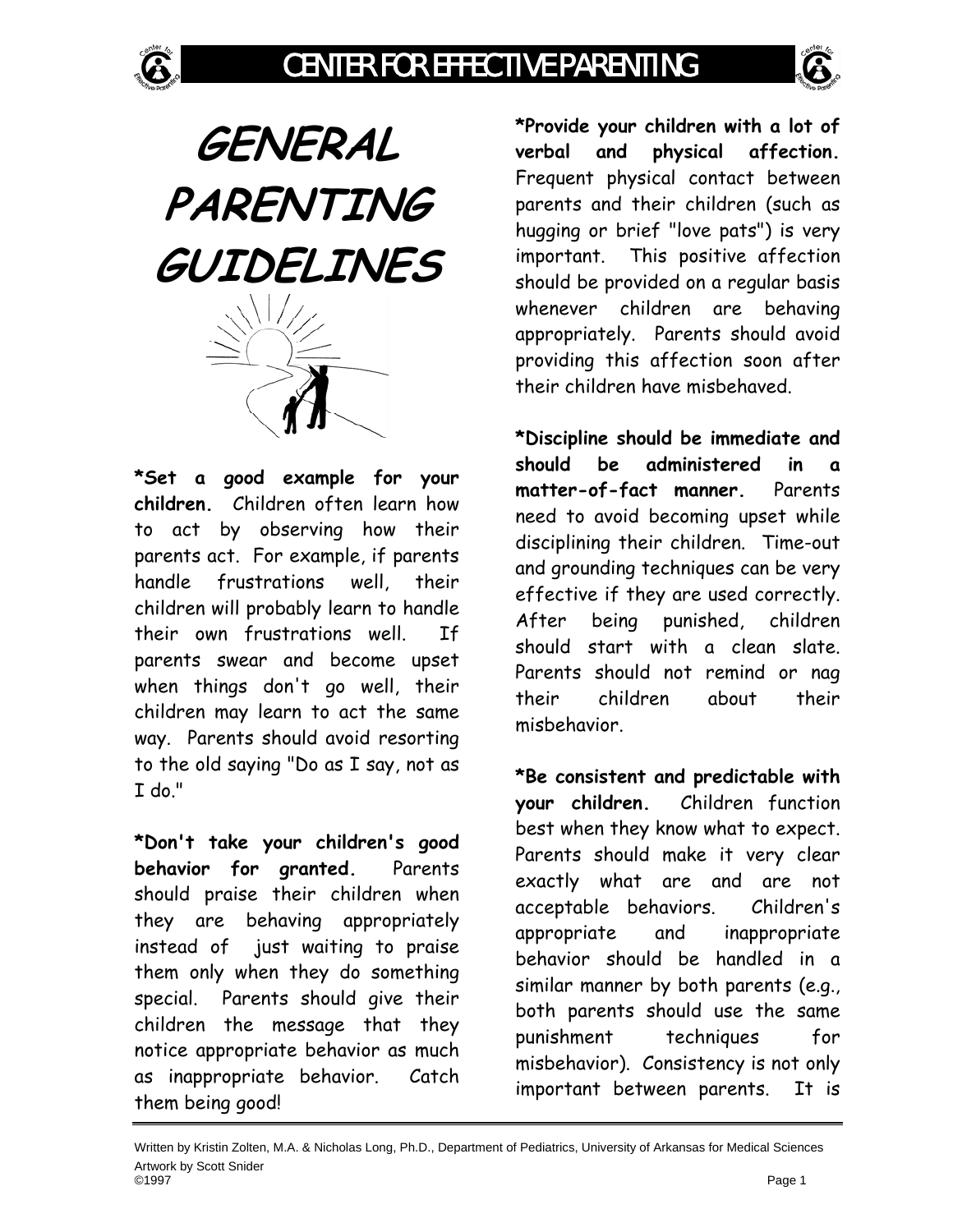# GENERAL PARENTING GUIDELINES

**\*Set a good example for your children.** Children often learn how to act by observing how their parents act. For example, if parents handle frustrations well, their children will probably learn to handle their own frustrations well. If parents swear and become upset when things don't go well, their children may learn to act the same way. Parents should avoid resorting to the old saying "Do as I say, not as I do."

**\*Don't take your children's good behavior for granted.** Parents should praise their children when they are behaving appropriately instead of just waiting to praise them only when they do something special. Parents should give their children the message that they notice appropriate behavior as much as inappropriate behavior. Catch them being good!

**\*Provide your children with a lot of verbal and physical affection.** Frequent physical contact between parents and their children (such as hugging or brief "love pats") is very important. This positive affection should be provided on a regular basis whenever children are behaving appropriately. Parents should avoid providing this affection soon after their children have misbehaved.

**\*Discipline should be immediate and should be administered in a matter-of-fact manner.** Parents need to avoid becoming upset while disciplining their children. Time-out and grounding techniques can be very effective if they are used correctly. After being punished, children should start with a clean slate. Parents should not remind or nag their children about their misbehavior.

**\*Be consistent and predictable with your children.** Children function best when they know what to expect. Parents should make it very clear exactly what are and are not acceptable behaviors. Children's appropriate and inappropriate behavior should be handled in a similar manner by both parents (e.g., both parents should use the same punishment techniques for misbehavior). Consistency is not only important between parents. It is

Written by Kristin Zolten, M.A. & Nicholas Long, Ph.D., Department of Pediatrics, University of Arkansas for Medical Sciences
Artwork by Scott Snider
©1997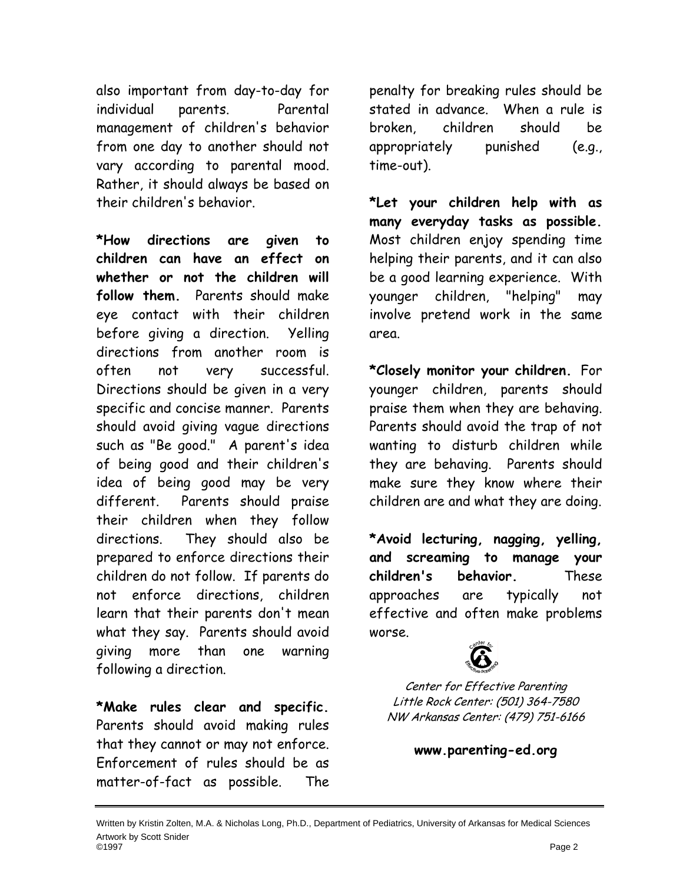also important from day-to-day for individual parents. Parental management of children's behavior from one day to another should not vary according to parental mood. Rather, it should always be based on their children's behavior.

***How directions are given to children can have an effect on whether or not the children will follow them.** Parents should make eye contact with their children before giving a direction. Yelling directions from another room is often not very successful. Directions should be given in a very specific and concise manner. Parents should avoid giving vague directions such as "Be good." A parent's idea of being good and their children's idea of being good may be very different. Parents should praise their children when they follow directions. They should also be prepared to enforce directions their children do not follow. If parents do not enforce directions, children learn that their parents don't mean what they say. Parents should avoid giving more than one warning following a direction.

***Make rules clear and specific.** Parents should avoid making rules that they cannot or may not enforce. Enforcement of rules should be as matter-of-fact as possible. The penalty for breaking rules should be stated in advance. When a rule is broken, children should be appropriately punished (e.g., time-out).

***Let your children help with as many everyday tasks as possible.** Most children enjoy spending time helping their parents, and it can also be a good learning experience. With younger children, "helping" may involve pretend work in the same area.

***Closely monitor your children.** For younger children, parents should praise them when they are behaving. Parents should avoid the trap of not wanting to disturb children while they are behaving. Parents should make sure they know where their children are and what they are doing.

***Avoid lecturing, nagging, yelling, and screaming to manage your children's behavior.** These approaches are typically not effective and often make problems worse.

*Center for Effective Parenting*
*Little Rock Center: (501) 364-7580*
*NW Arkansas Center: (479) 751-6166*

**www.parenting-ed.org**

Written by Kristin Zolten, M.A. & Nicholas Long, Ph.D., Department of Pediatrics, University of Arkansas for Medical Sciences
Artwork by Scott Snider
©1997